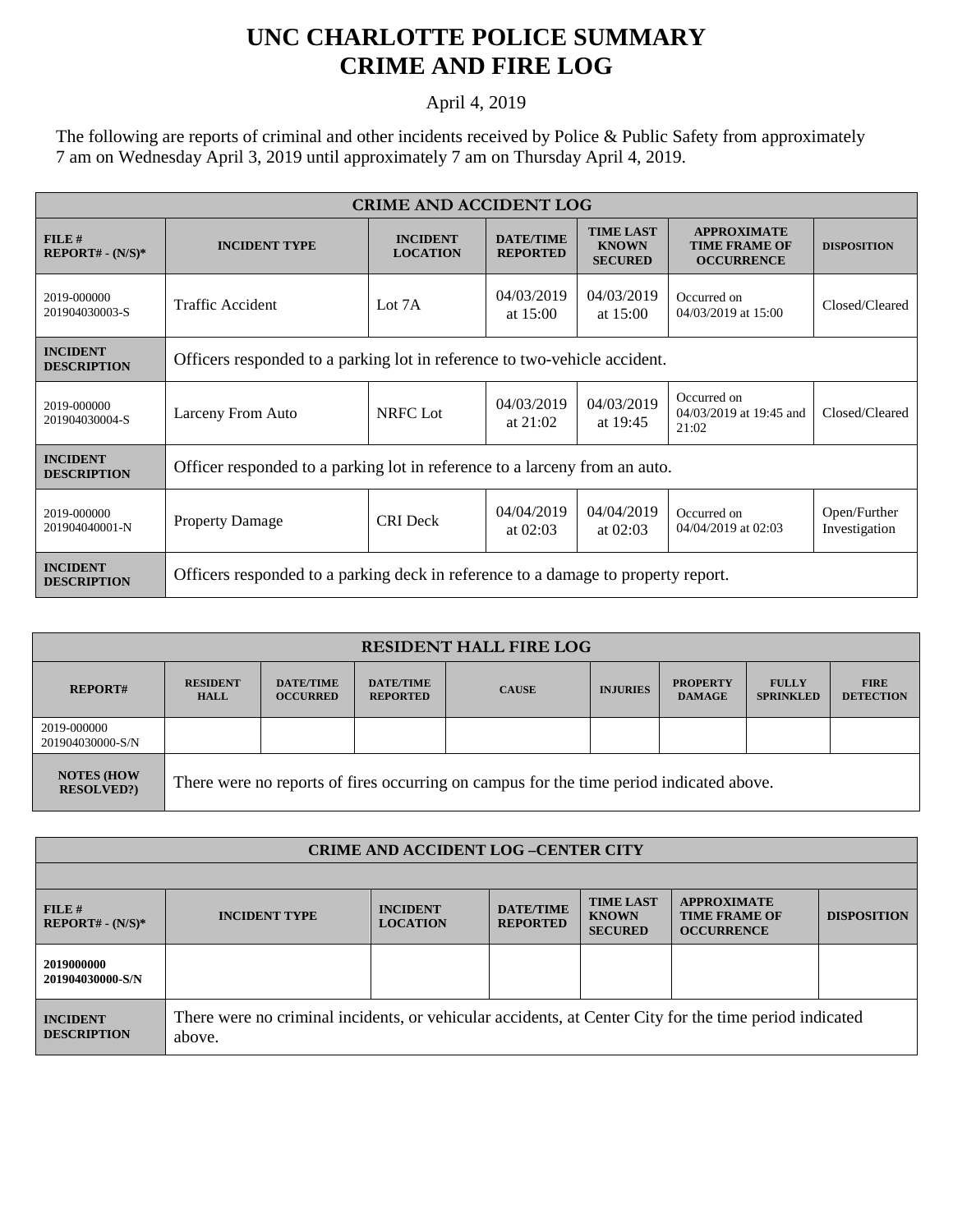# UNC CHARLOTTE POLICE SUMMARY
# CRIME AND FIRE LOG

April 4, 2019

The following are reports of criminal and other incidents received by Police & Public Safety from approximately 7 am on Wednesday April 3, 2019 until approximately 7 am on Thursday April 4, 2019.

| CRIME AND ACCIDENT LOG | | | | | | |
|---|---|---|---|---|---|---|
| FILE # REPORT# - (N/S)* | INCIDENT TYPE | INCIDENT LOCATION | DATE/TIME REPORTED | TIME LAST KNOWN SECURED | APPROXIMATE TIME FRAME OF OCCURRENCE | DISPOSITION |
| 2019-000000 201904030003-S | Traffic Accident | Lot 7A | 04/03/2019 at 15:00 | 04/03/2019 at 15:00 | Occurred on 04/03/2019 at 15:00 | Closed/Cleared |
| INCIDENT DESCRIPTION | Officers responded to a parking lot in reference to two-vehicle accident. | | | | | |
| 2019-000000 201904030004-S | Larceny From Auto | NRFC Lot | 04/03/2019 at 21:02 | 04/03/2019 at 19:45 | Occurred on 04/03/2019 at 19:45 and 21:02 | Closed/Cleared |
| INCIDENT DESCRIPTION | Officer responded to a parking lot in reference to a larceny from an auto. | | | | | |
| 2019-000000 201904040001-N | Property Damage | CRI Deck | 04/04/2019 at 02:03 | 04/04/2019 at 02:03 | Occurred on 04/04/2019 at 02:03 | Open/Further Investigation |
| INCIDENT DESCRIPTION | Officers responded to a parking deck in reference to a damage to property report. | | | | | |

| RESIDENT HALL FIRE LOG | | | | | | | | |
|---|---|---|---|---|---|---|---|---|
| REPORT# | RESIDENT HALL | DATE/TIME OCCURRED | DATE/TIME REPORTED | CAUSE | INJURIES | PROPERTY DAMAGE | FULLY SPRINKLED | FIRE DETECTION |
| 2019-000000 201904030000-S/N | | | | | | | | |
| NOTES (HOW RESOLVED?) | There were no reports of fires occurring on campus for the time period indicated above. | | | | | | | |

| CRIME AND ACCIDENT LOG –CENTER CITY | | | | | | |
|---|---|---|---|---|---|---|
| FILE # REPORT# - (N/S)* | INCIDENT TYPE | INCIDENT LOCATION | DATE/TIME REPORTED | TIME LAST KNOWN SECURED | APPROXIMATE TIME FRAME OF OCCURRENCE | DISPOSITION |
| 2019000000 201904030000-S/N | | | | | | |
| INCIDENT DESCRIPTION | There were no criminal incidents, or vehicular accidents, at Center City for the time period indicated above. | | | | | |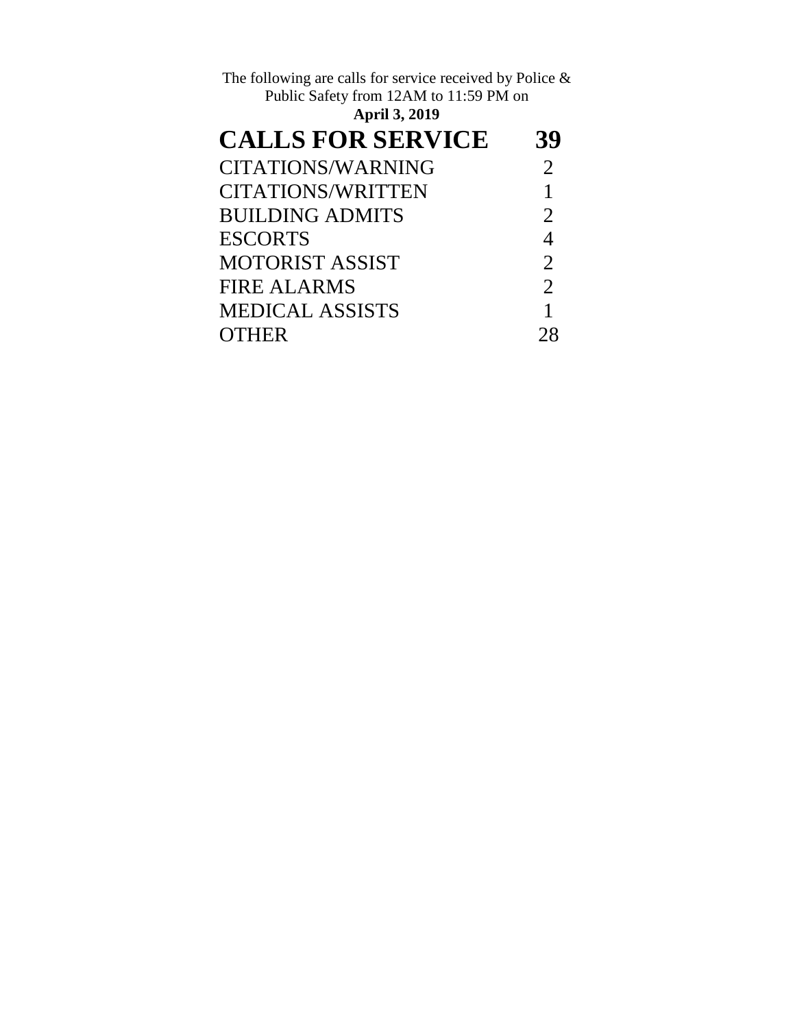The following are calls for service received by Police & Public Safety from 12AM to 11:59 PM on

**April 3, 2019**

| | |
|---|---|
| **CALLS FOR SERVICE** | **39** |
| CITATIONS/WARNING | 2 |
| CITATIONS/WRITTEN | 1 |
| BUILDING ADMITS | 2 |
| ESCORTS | 4 |
| MOTORIST ASSIST | 2 |
| FIRE ALARMS | 2 |
| MEDICAL ASSISTS | 1 |
| OTHER | 28 |